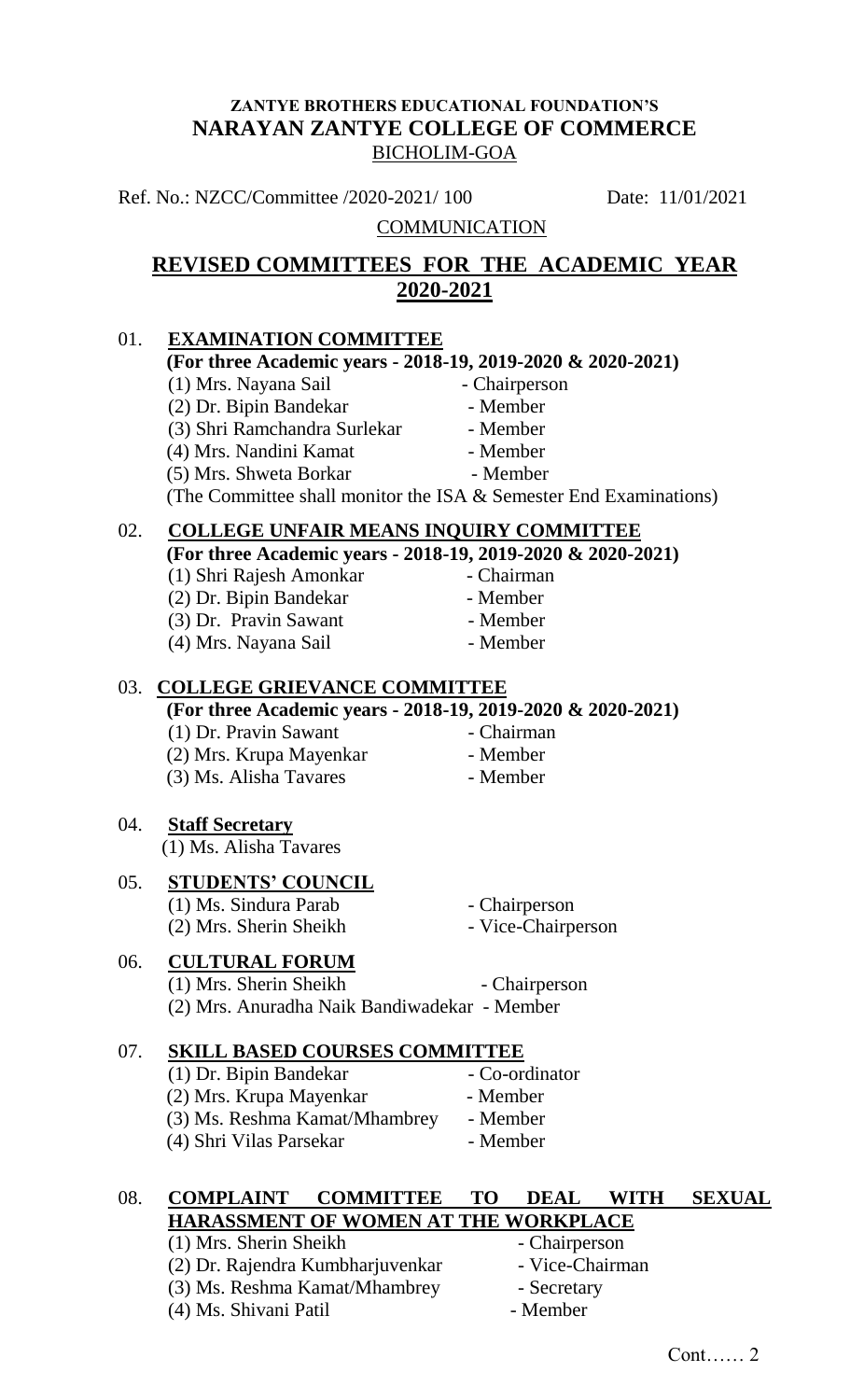**ZANTYE BROTHERS EDUCATIONAL FOUNDATION'S**
**NARAYAN ZANTYE COLLEGE OF COMMERCE**
BICHOLIM-GOA

Ref. No.: NZCC/Committee /2020-2021/ 100 Date: 11/01/2021

COMMUNICATION

# REVISED COMMITTEES FOR THE ACADEMIC YEAR 2020-2021

## 01. EXAMINATION COMMITTEE

**(For three Academic years - 2018-19, 2019-2020 & 2020-2021)**

(1) Mrs. Nayana Sail - Chairperson
(2) Dr. Bipin Bandekar - Member
(3) Shri Ramchandra Surlekar - Member
(4) Mrs. Nandini Kamat - Member
(5) Mrs. Shweta Borkar - Member

(The Committee shall monitor the ISA & Semester End Examinations)

## 02. COLLEGE UNFAIR MEANS INQUIRY COMMITTEE

**(For three Academic years - 2018-19, 2019-2020 & 2020-2021)**

(1) Shri Rajesh Amonkar - Chairman
(2) Dr. Bipin Bandekar - Member
(3) Dr. Pravin Sawant - Member
(4) Mrs. Nayana Sail - Member

## 03. COLLEGE GRIEVANCE COMMITTEE

**(For three Academic years - 2018-19, 2019-2020 & 2020-2021)**

(1) Dr. Pravin Sawant - Chairman
(2) Mrs. Krupa Mayenkar - Member
(3) Ms. Alisha Tavares - Member

## 04. Staff Secretary

(1) Ms. Alisha Tavares

## 05. STUDENTS' COUNCIL

(1) Ms. Sindura Parab - Chairperson
(2) Mrs. Sherin Sheikh - Vice-Chairperson

## 06. CULTURAL FORUM

(1) Mrs. Sherin Sheikh - Chairperson
(2) Mrs. Anuradha Naik Bandiwadekar - Member

## 07. SKILL BASED COURSES COMMITTEE

(1) Dr. Bipin Bandekar - Co-ordinator
(2) Mrs. Krupa Mayenkar - Member
(3) Ms. Reshma Kamat/Mhambrey - Member
(4) Shri Vilas Parsekar - Member

## 08. COMPLAINT COMMITTEE TO DEAL WITH SEXUAL HARASSMENT OF WOMEN AT THE WORKPLACE

(1) Mrs. Sherin Sheikh - Chairperson
(2) Dr. Rajendra Kumbharjuvenkar - Vice-Chairman
(3) Ms. Reshma Kamat/Mhambrey - Secretary
(4) Ms. Shivani Patil - Member

Cont…… 2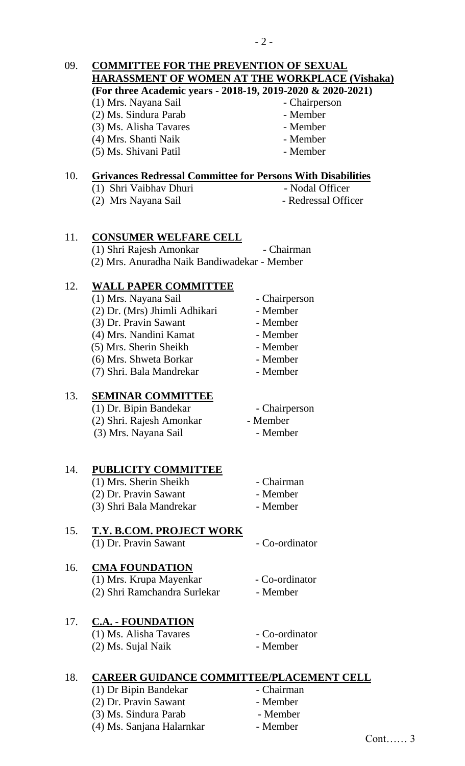## 09. COMMITTEE FOR THE PREVENTION OF SEXUAL HARASSMENT OF WOMEN AT THE WORKPLACE (Vishaka)

**(For three Academic years - 2018-19, 2019-2020 & 2020-2021)**

(1) Mrs. Nayana Sail - Chairperson
(2) Ms. Sindura Parab - Member
(3) Ms. Alisha Tavares - Member
(4) Mrs. Shanti Naik - Member
(5) Ms. Shivani Patil - Member

## 10. Grivances Redressal Committee for Persons With Disabilities

(1) Shri Vaibhav Dhuri - Nodal Officer
(2) Mrs Nayana Sail - Redressal Officer

## 11. CONSUMER WELFARE CELL

(1) Shri Rajesh Amonkar - Chairman
(2) Mrs. Anuradha Naik Bandiwadekar - Member

## 12. WALL PAPER COMMITTEE

(1) Mrs. Nayana Sail - Chairperson
(2) Dr. (Mrs) Jhimli Adhikari - Member
(3) Dr. Pravin Sawant - Member
(4) Mrs. Nandini Kamat - Member
(5) Mrs. Sherin Sheikh - Member
(6) Mrs. Shweta Borkar - Member
(7) Shri. Bala Mandrekar - Member

## 13. SEMINAR COMMITTEE

(1) Dr. Bipin Bandekar - Chairperson
(2) Shri. Rajesh Amonkar - Member
(3) Mrs. Nayana Sail - Member

## 14. PUBLICITY COMMITTEE

(1) Mrs. Sherin Sheikh - Chairman
(2) Dr. Pravin Sawant - Member
(3) Shri Bala Mandrekar - Member

## 15. T.Y. B.COM. PROJECT WORK

(1) Dr. Pravin Sawant - Co-ordinator

## 16. CMA FOUNDATION

(1) Mrs. Krupa Mayenkar - Co-ordinator
(2) Shri Ramchandra Surlekar - Member

## 17. C.A. - FOUNDATION

(1) Ms. Alisha Tavares - Co-ordinator
(2) Ms. Sujal Naik - Member

## 18. CAREER GUIDANCE COMMITTEE/PLACEMENT CELL

(1) Dr Bipin Bandekar - Chairman
(2) Dr. Pravin Sawant - Member
(3) Ms. Sindura Parab - Member
(4) Ms. Sanjana Halarnkar - Member

Cont…… 3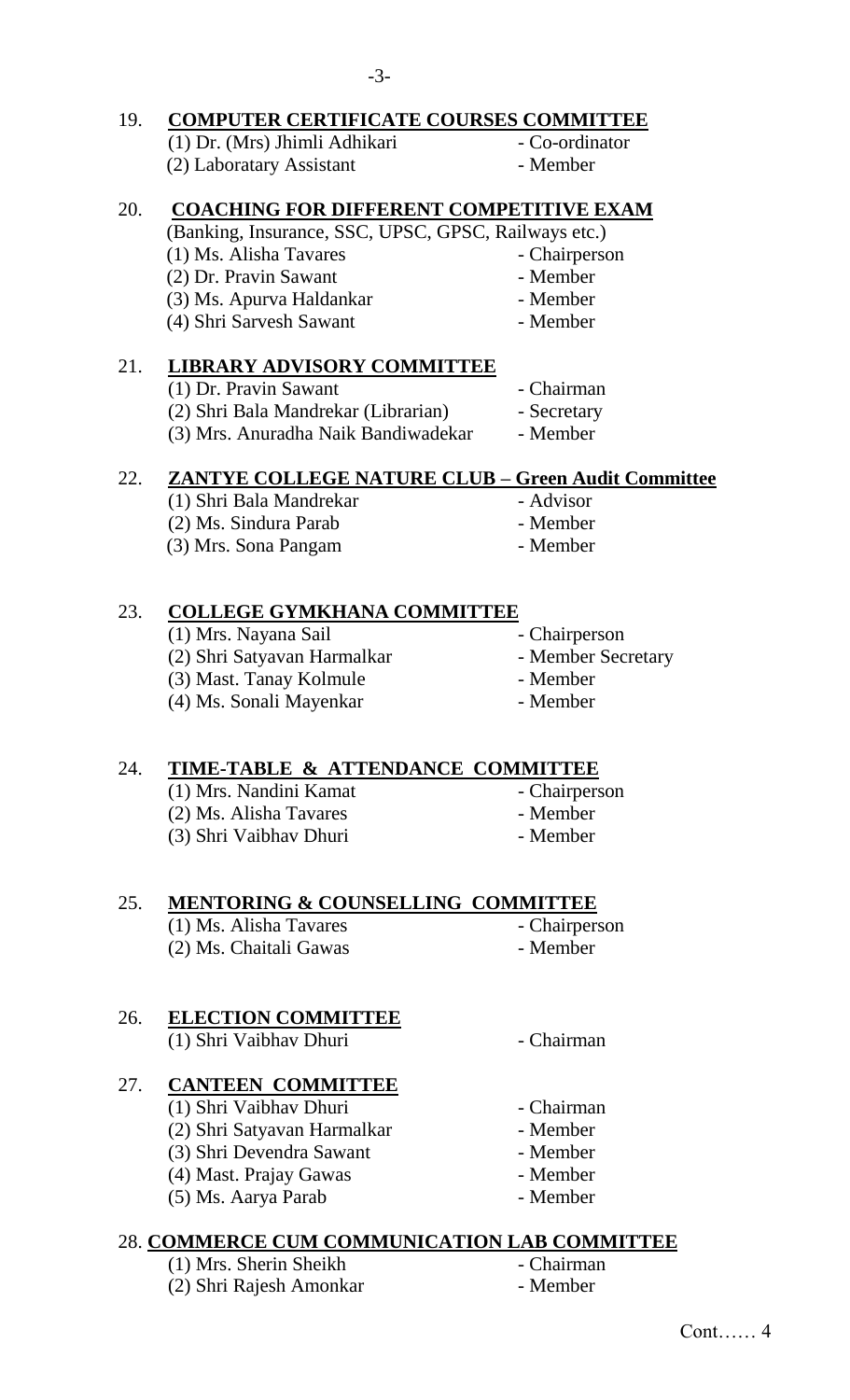## 19. COMPUTER CERTIFICATE COURSES COMMITTEE

(1) Dr. (Mrs) Jhimli Adhikari - Co-ordinator
(2) Laboratary Assistant - Member

## 20. COACHING FOR DIFFERENT COMPETITIVE EXAM

(Banking, Insurance, SSC, UPSC, GPSC, Railways etc.)

(1) Ms. Alisha Tavares - Chairperson
(2) Dr. Pravin Sawant - Member
(3) Ms. Apurva Haldankar - Member
(4) Shri Sarvesh Sawant - Member

## 21. LIBRARY ADVISORY COMMITTEE

(1) Dr. Pravin Sawant - Chairman
(2) Shri Bala Mandrekar (Librarian) - Secretary
(3) Mrs. Anuradha Naik Bandiwadekar - Member

## 22. ZANTYE COLLEGE NATURE CLUB – Green Audit Committee

(1) Shri Bala Mandrekar - Advisor
(2) Ms. Sindura Parab - Member
(3) Mrs. Sona Pangam - Member

## 23. COLLEGE GYMKHANA COMMITTEE

(1) Mrs. Nayana Sail - Chairperson
(2) Shri Satyavan Harmalkar - Member Secretary
(3) Mast. Tanay Kolmule - Member
(4) Ms. Sonali Mayenkar - Member

## 24. TIME-TABLE & ATTENDANCE COMMITTEE

(1) Mrs. Nandini Kamat - Chairperson
(2) Ms. Alisha Tavares - Member
(3) Shri Vaibhav Dhuri - Member

## 25. MENTORING & COUNSELLING COMMITTEE

(1) Ms. Alisha Tavares - Chairperson
(2) Ms. Chaitali Gawas - Member

## 26. ELECTION COMMITTEE

(1) Shri Vaibhav Dhuri - Chairman

## 27. CANTEEN COMMITTEE

(1) Shri Vaibhav Dhuri - Chairman
(2) Shri Satyavan Harmalkar - Member
(3) Shri Devendra Sawant - Member
(4) Mast. Prajay Gawas - Member
(5) Ms. Aarya Parab - Member

## 28. COMMERCE CUM COMMUNICATION LAB COMMITTEE

(1) Mrs. Sherin Sheikh - Chairman
(2) Shri Rajesh Amonkar - Member

Cont…… 4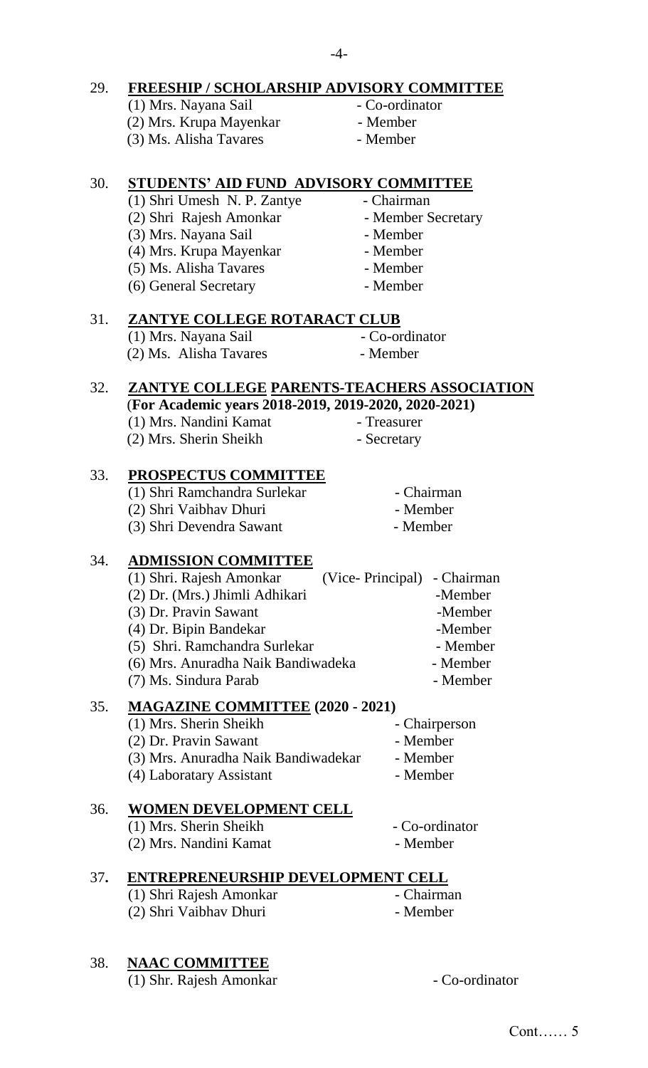29. **FREESHIP / SCHOLARSHIP ADVISORY COMMITTEE**

(1) Mrs. Nayana Sail - Co-ordinator
(2) Mrs. Krupa Mayenkar - Member
(3) Ms. Alisha Tavares - Member

30. **STUDENTS' AID FUND ADVISORY COMMITTEE**

(1) Shri Umesh N. P. Zantye - Chairman
(2) Shri Rajesh Amonkar - Member Secretary
(3) Mrs. Nayana Sail - Member
(4) Mrs. Krupa Mayenkar - Member
(5) Ms. Alisha Tavares - Member
(6) General Secretary - Member

31. **ZANTYE COLLEGE ROTARACT CLUB**

(1) Mrs. Nayana Sail - Co-ordinator
(2) Ms. Alisha Tavares - Member

32. **ZANTYE COLLEGE PARENTS-TEACHERS ASSOCIATION**
**(For Academic years 2018-2019, 2019-2020, 2020-2021)**

(1) Mrs. Nandini Kamat - Treasurer
(2) Mrs. Sherin Sheikh - Secretary

33. **PROSPECTUS COMMITTEE**

(1) Shri Ramchandra Surlekar - Chairman
(2) Shri Vaibhav Dhuri - Member
(3) Shri Devendra Sawant - Member

34. **ADMISSION COMMITTEE**

(1) Shri. Rajesh Amonkar (Vice- Principal) - Chairman
(2) Dr. (Mrs.) Jhimli Adhikari -Member
(3) Dr. Pravin Sawant -Member
(4) Dr. Bipin Bandekar -Member
(5) Shri. Ramchandra Surlekar - Member
(6) Mrs. Anuradha Naik Bandiwadeka - Member
(7) Ms. Sindura Parab - Member

35. **MAGAZINE COMMITTEE (2020 - 2021)**

(1) Mrs. Sherin Sheikh - Chairperson
(2) Dr. Pravin Sawant - Member
(3) Mrs. Anuradha Naik Bandiwadekar - Member
(4) Laboratary Assistant - Member

36. **WOMEN DEVELOPMENT CELL**

(1) Mrs. Sherin Sheikh - Co-ordinator
(2) Mrs. Nandini Kamat - Member

37. **ENTREPRENEURSHIP DEVELOPMENT CELL**

(1) Shri Rajesh Amonkar - Chairman
(2) Shri Vaibhav Dhuri - Member

38. **NAAC COMMITTEE**

(1) Shr. Rajesh Amonkar - Co-ordinator

Cont…… 5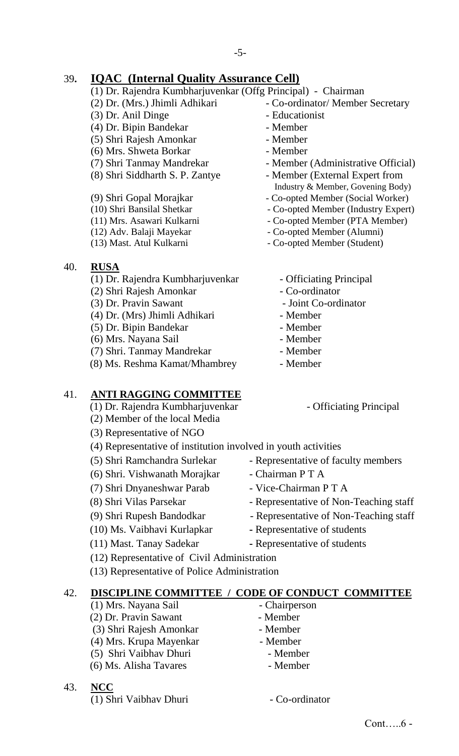## 39. **IQAC (Internal Quality Assurance Cell)**

(1) Dr. Rajendra Kumbharjuvenkar (Offg Principal) - Chairman
(2) Dr. (Mrs.) Jhimli Adhikari - Co-ordinator/ Member Secretary
(3) Dr. Anil Dinge - Educationist
(4) Dr. Bipin Bandekar - Member
(5) Shri Rajesh Amonkar - Member
(6) Mrs. Shweta Borkar - Member
(7) Shri Tanmay Mandrekar - Member (Administrative Official)
(8) Shri Siddharth S. P. Zantye - Member (External Expert from Industry & Member, Govening Body)
(9) Shri Gopal Morajkar - Co-opted Member (Social Worker)
(10) Shri Bansilal Shetkar - Co-opted Member (Industry Expert)
(11) Mrs. Asawari Kulkarni - Co-opted Member (PTA Member)
(12) Adv. Balaji Mayekar - Co-opted Member (Alumni)
(13) Mast. Atul Kulkarni - Co-opted Member (Student)

## 40. **RUSA**

(1) Dr. Rajendra Kumbharjuvenkar - Officiating Principal
(2) Shri Rajesh Amonkar - Co-ordinator
(3) Dr. Pravin Sawant - Joint Co-ordinator
(4) Dr. (Mrs) Jhimli Adhikari - Member
(5) Dr. Bipin Bandekar - Member
(6) Mrs. Nayana Sail - Member
(7) Shri. Tanmay Mandrekar - Member
(8) Ms. Reshma Kamat/Mhambrey - Member

## 41. **ANTI RAGGING COMMITTEE**

(1) Dr. Rajendra Kumbharjuvenkar - Officiating Principal
(2) Member of the local Media
(3) Representative of NGO
(4) Representative of institution involved in youth activities
(5) Shri Ramchandra Surlekar - Representative of faculty members
(6) Shri. Vishwanath Morajkar - Chairman P T A
(7) Shri Dnyaneshwar Parab - Vice-Chairman P T A
(8) Shri Vilas Parsekar - Representative of Non-Teaching staff
(9) Shri Rupesh Bandodkar - Representative of Non-Teaching staff
(10) Ms. Vaibhavi Kurlapkar - Representative of students
(11) Mast. Tanay Sadekar - Representative of students
(12) Representative of Civil Administration
(13) Representative of Police Administration

## 42. **DISCIPLINE COMMITTEE / CODE OF CONDUCT COMMITTEE**

(1) Mrs. Nayana Sail - Chairperson
(2) Dr. Pravin Sawant - Member
(3) Shri Rajesh Amonkar - Member
(4) Mrs. Krupa Mayenkar - Member
(5) Shri Vaibhav Dhuri - Member
(6) Ms. Alisha Tavares - Member

## 43. **NCC**

(1) Shri Vaibhav Dhuri - Co-ordinator

Cont…..6 -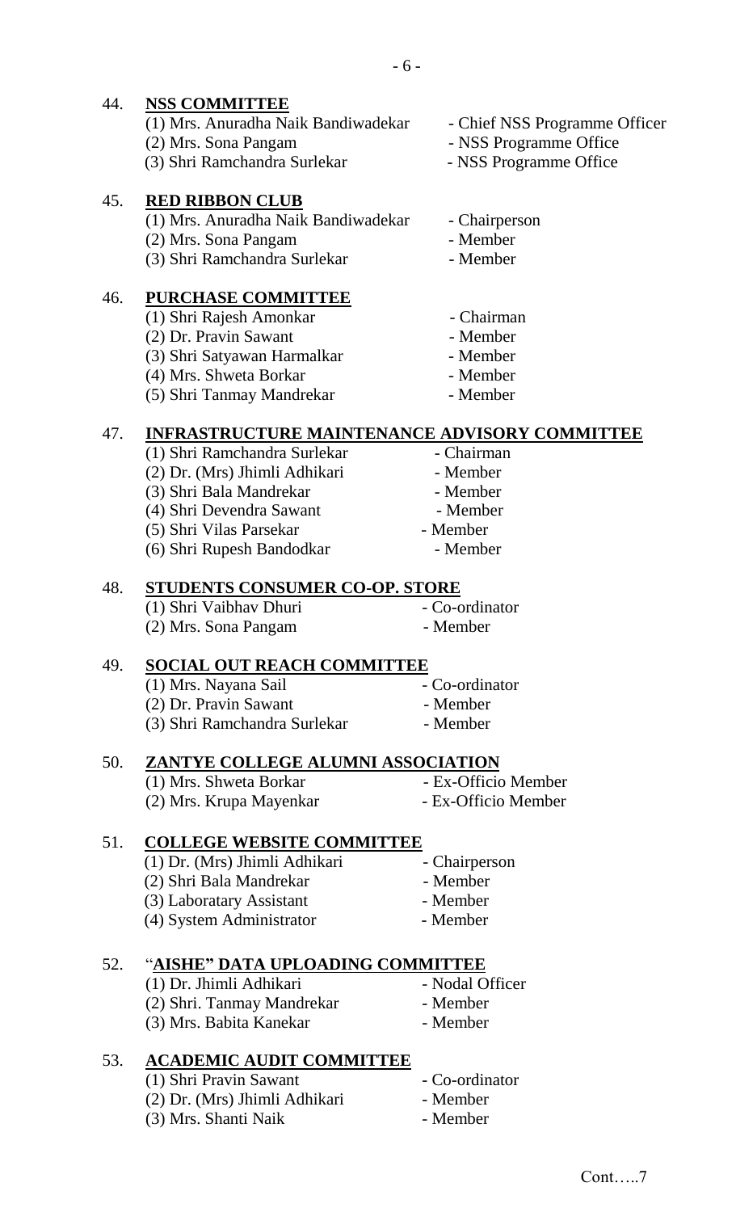44. **NSS COMMITTEE**

(1) Mrs. Anuradha Naik Bandiwadekar - Chief NSS Programme Officer
(2) Mrs. Sona Pangam - NSS Programme Office
(3) Shri Ramchandra Surlekar - NSS Programme Office

45. **RED RIBBON CLUB**

(1) Mrs. Anuradha Naik Bandiwadekar - Chairperson
(2) Mrs. Sona Pangam - Member
(3) Shri Ramchandra Surlekar - Member

46. **PURCHASE COMMITTEE**

(1) Shri Rajesh Amonkar - Chairman
(2) Dr. Pravin Sawant - Member
(3) Shri Satyawan Harmalkar - Member
(4) Mrs. Shweta Borkar - Member
(5) Shri Tanmay Mandrekar - Member

47. **INFRASTRUCTURE MAINTENANCE ADVISORY COMMITTEE**

(1) Shri Ramchandra Surlekar - Chairman
(2) Dr. (Mrs) Jhimli Adhikari - Member
(3) Shri Bala Mandrekar - Member
(4) Shri Devendra Sawant - Member
(5) Shri Vilas Parsekar - Member
(6) Shri Rupesh Bandodkar - Member

48. **STUDENTS CONSUMER CO-OP. STORE**

(1) Shri Vaibhav Dhuri - Co-ordinator
(2) Mrs. Sona Pangam - Member

49. **SOCIAL OUT REACH COMMITTEE**

(1) Mrs. Nayana Sail - Co-ordinator
(2) Dr. Pravin Sawant - Member
(3) Shri Ramchandra Surlekar - Member

50. **ZANTYE COLLEGE ALUMNI ASSOCIATION**

(1) Mrs. Shweta Borkar - Ex-Officio Member
(2) Mrs. Krupa Mayenkar - Ex-Officio Member

51. **COLLEGE WEBSITE COMMITTEE**

(1) Dr. (Mrs) Jhimli Adhikari - Chairperson
(2) Shri Bala Mandrekar - Member
(3) Laboratary Assistant - Member
(4) System Administrator - Member

52. "**AISHE" DATA UPLOADING COMMITTEE**

(1) Dr. Jhimli Adhikari - Nodal Officer
(2) Shri. Tanmay Mandrekar - Member
(3) Mrs. Babita Kanekar - Member

53. **ACADEMIC AUDIT COMMITTEE**

(1) Shri Pravin Sawant - Co-ordinator
(2) Dr. (Mrs) Jhimli Adhikari - Member
(3) Mrs. Shanti Naik - Member

Cont…..7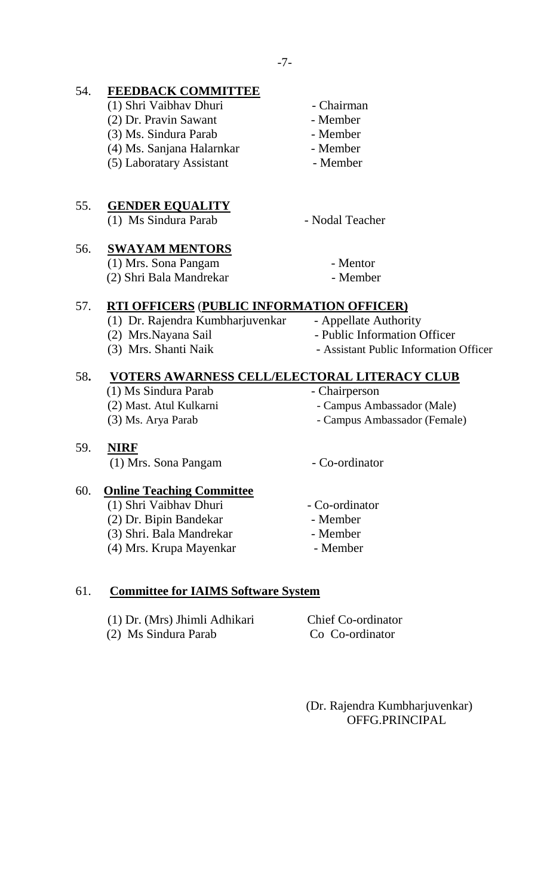54. **FEEDBACK COMMITTEE**

| | |
|---|---|
| (1) Shri Vaibhav Dhuri | - Chairman |
| (2) Dr. Pravin Sawant | - Member |
| (3) Ms. Sindura Parab | - Member |
| (4) Ms. Sanjana Halarnkar | - Member |
| (5) Laboratary Assistant | - Member |

55. **GENDER EQUALITY**

| | |
|---|---|
| (1) Ms Sindura Parab | - Nodal Teacher |

56. **SWAYAM MENTORS**

| | |
|---|---|
| (1) Mrs. Sona Pangam | - Mentor |
| (2) Shri Bala Mandrekar | - Member |

57. **RTI OFFICERS (PUBLIC INFORMATION OFFICER)**

| | |
|---|---|
| (1) Dr. Rajendra Kumbharjuvenkar | - Appellate Authority |
| (2) Mrs.Nayana Sail | - Public Information Officer |
| (3) Mrs. Shanti Naik | - Assistant Public Information Officer |

58. **VOTERS AWARNESS CELL/ELECTORAL LITERACY CLUB**

| | |
|---|---|
| (1) Ms Sindura Parab | - Chairperson |
| (2) Mast. Atul Kulkarni | - Campus Ambassador (Male) |
| (3) Ms. Arya Parab | - Campus Ambassador (Female) |

59. **NIRF**

| | |
|---|---|
| (1) Mrs. Sona Pangam | - Co-ordinator |

60. **Online Teaching Committee**

| | |
|---|---|
| (1) Shri Vaibhav Dhuri | - Co-ordinator |
| (2) Dr. Bipin Bandekar | - Member |
| (3) Shri. Bala Mandrekar | - Member |
| (4) Mrs. Krupa Mayenkar | - Member |

61. **Committee for IAIMS Software System**

| | |
|---|---|
| (1) Dr. (Mrs) Jhimli Adhikari | Chief Co-ordinator |
| (2) Ms Sindura Parab | Co Co-ordinator |

(Dr. Rajendra Kumbharjuvenkar)
OFFG.PRINCIPAL